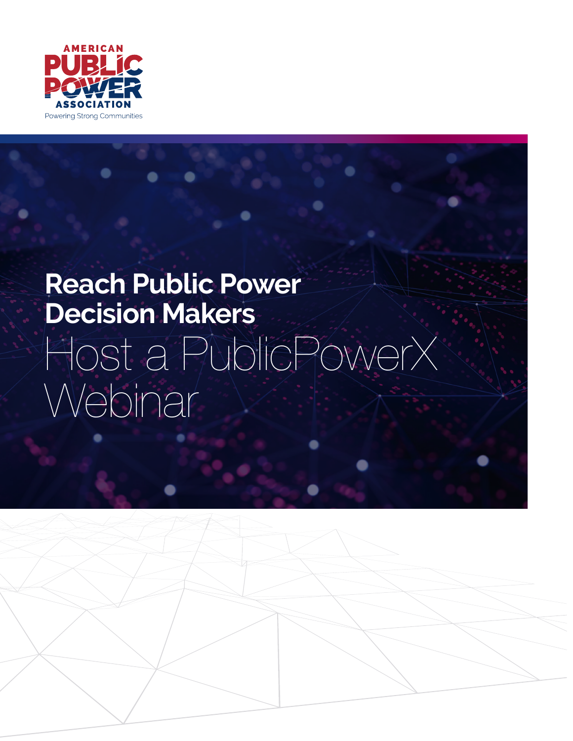AMERICAN PUBLIC POWER ASSOCIATION

Powering Strong Communities

# Reach Public Power Decision Makers

# Host a PublicPowerX Webinar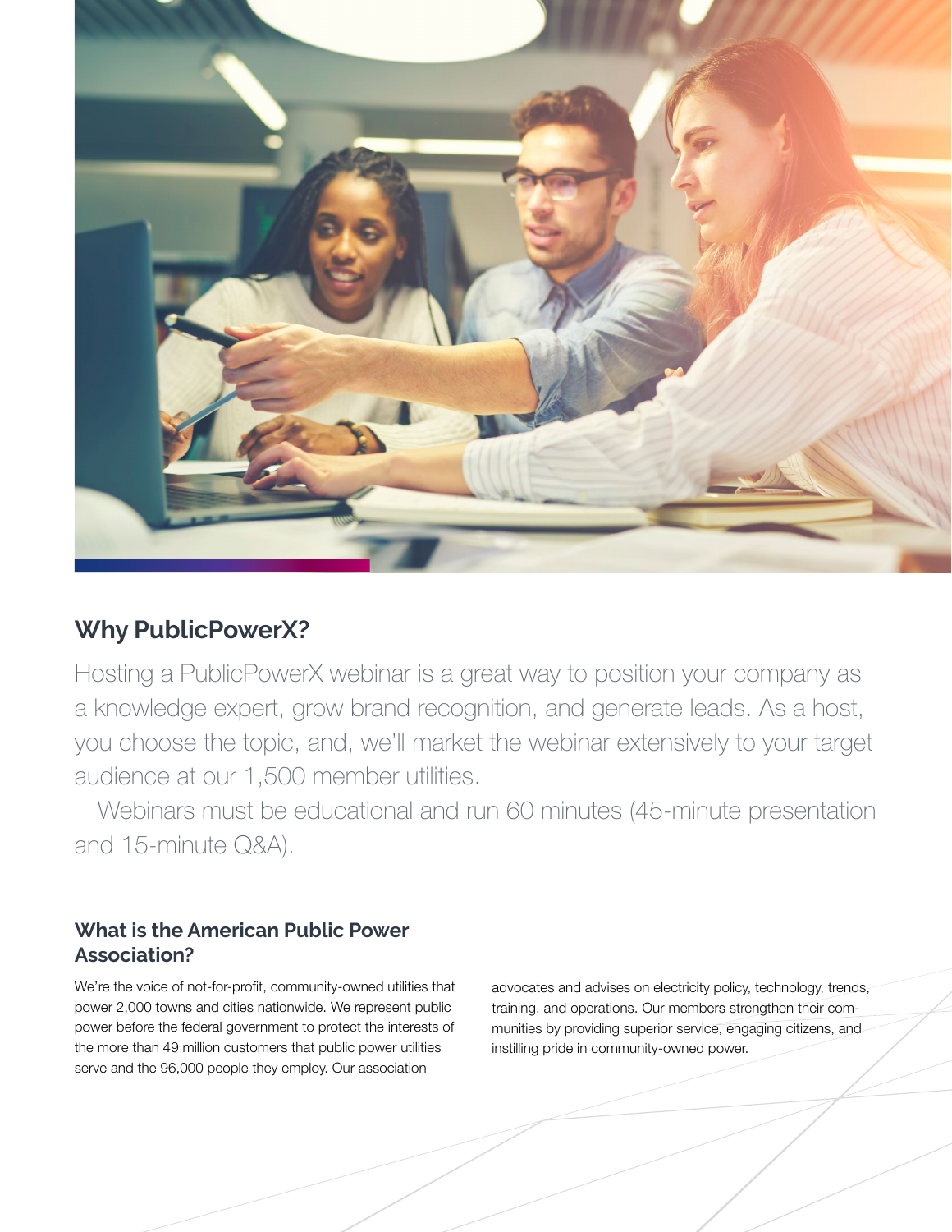## Why PublicPowerX?

Hosting a PublicPowerX webinar is a great way to position your company as a knowledge expert, grow brand recognition, and generate leads. As a host, you choose the topic, and, we'll market the webinar extensively to your target audience at our 1,500 member utilities.

Webinars must be educational and run 60 minutes (45-minute presentation and 15-minute Q&A).

### What is the American Public Power Association?

We're the voice of not-for-profit, community-owned utilities that power 2,000 towns and cities nationwide. We represent public power before the federal government to protect the interests of the more than 49 million customers that public power utilities serve and the 96,000 people they employ. Our association advocates and advises on electricity policy, technology, trends, training, and operations. Our members strengthen their communities by providing superior service, engaging citizens, and instilling pride in community-owned power.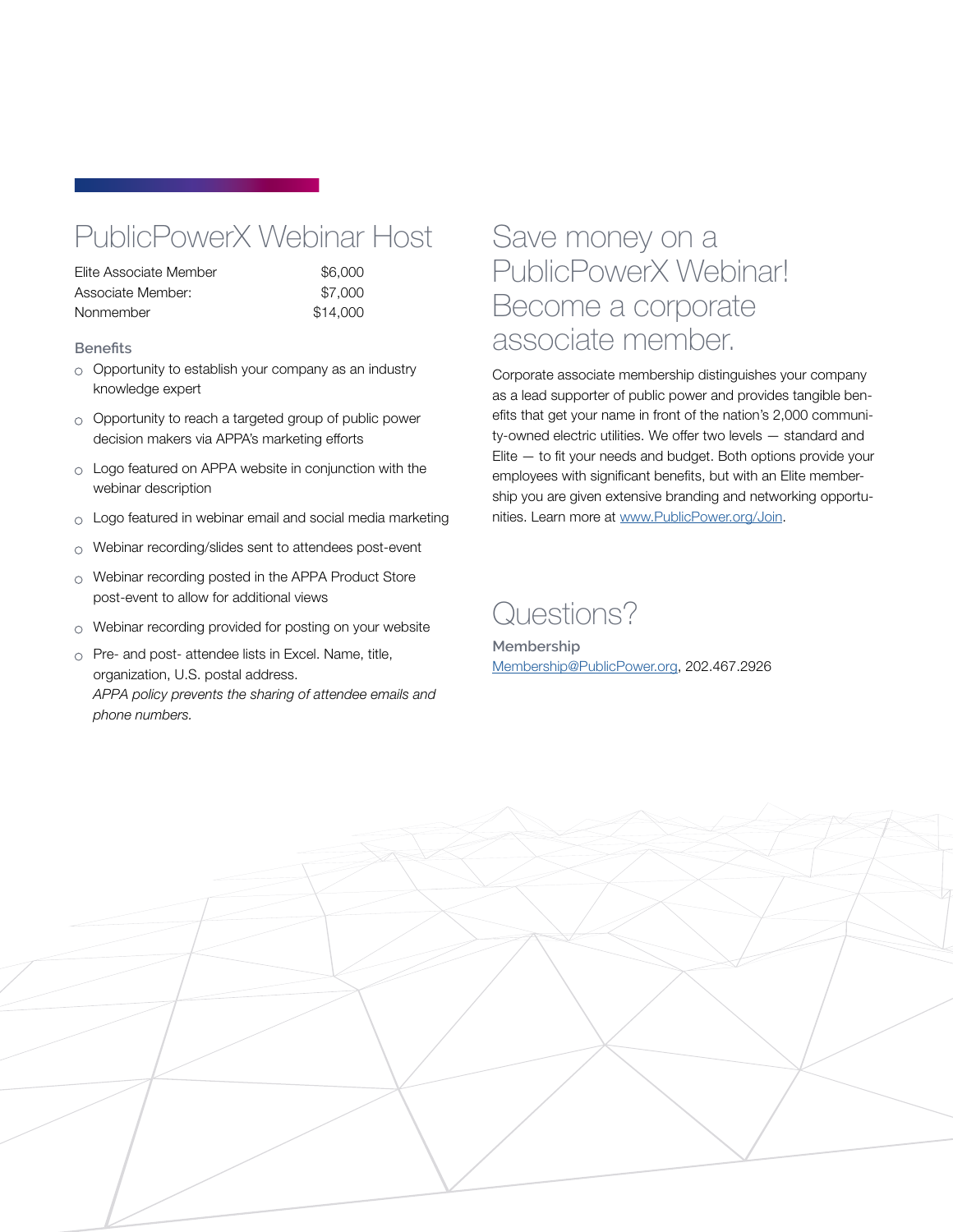# PublicPowerX Webinar Host

| | |
|---|---|
| Elite Associate Member | $6,000 |
| Associate Member: | $7,000 |
| Nonmember | $14,000 |

### Benefits

- Opportunity to establish your company as an industry knowledge expert
- Opportunity to reach a targeted group of public power decision makers via APPA's marketing efforts
- Logo featured on APPA website in conjunction with the webinar description
- Logo featured in webinar email and social media marketing
- Webinar recording/slides sent to attendees post-event
- Webinar recording posted in the APPA Product Store post-event to allow for additional views
- Webinar recording provided for posting on your website
- Pre- and post- attendee lists in Excel. Name, title, organization, U.S. postal address.
  *APPA policy prevents the sharing of attendee emails and phone numbers.*

# Save money on a PublicPowerX Webinar! Become a corporate associate member.

Corporate associate membership distinguishes your company as a lead supporter of public power and provides tangible benefits that get your name in front of the nation's 2,000 community-owned electric utilities. We offer two levels — standard and Elite — to fit your needs and budget. Both options provide your employees with significant benefits, but with an Elite membership you are given extensive branding and networking opportunities. Learn more at www.PublicPower.org/Join.

# Questions?

**Membership**
Membership@PublicPower.org, 202.467.2926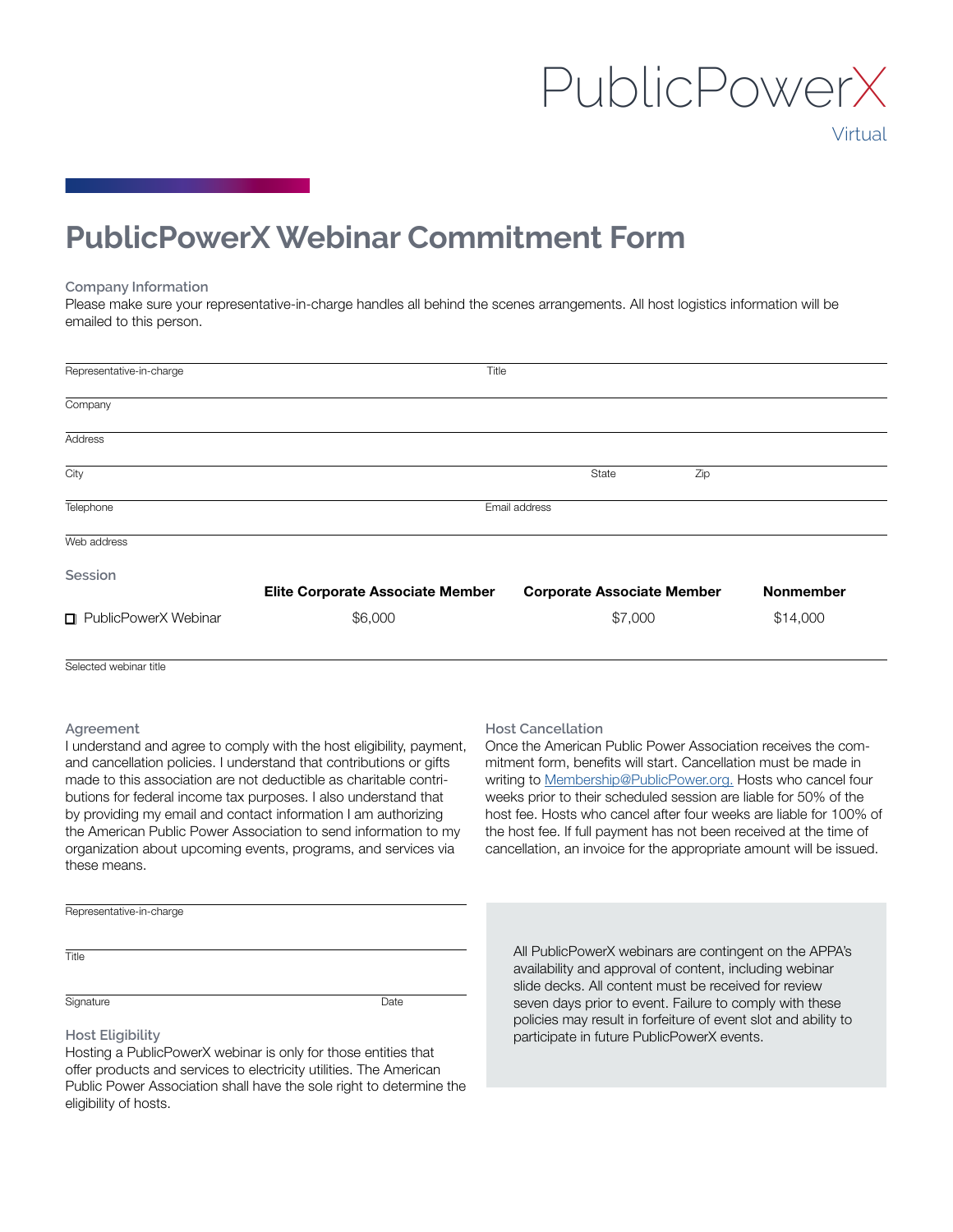# PublicPowerX

Virtual

## PublicPowerX Webinar Commitment Form

### Company Information

Please make sure your representative-in-charge handles all behind the scenes arrangements. All host logistics information will be emailed to this person.

Representative-in-charge

Title

Company

Address

City

State

Zip

Telephone

Email address

Web address

### Session

| | Elite Corporate Associate Member | Corporate Associate Member | Nonmember |
|---|---|---|---|
| ☐ PublicPowerX Webinar | $6,000 | $7,000 | $14,000 |

Selected webinar title

### Agreement

I understand and agree to comply with the host eligibility, payment, and cancellation policies. I understand that contributions or gifts made to this association are not deductible as charitable contributions for federal income tax purposes. I also understand that by providing my email and contact information I am authorizing the American Public Power Association to send information to my organization about upcoming events, programs, and services via these means.

Representative-in-charge

Title

Signature

Date

### Host Eligibility

Hosting a PublicPowerX webinar is only for those entities that offer products and services to electricity utilities. The American Public Power Association shall have the sole right to determine the eligibility of hosts.

### Host Cancellation

Once the American Public Power Association receives the commitment form, benefits will start. Cancellation must be made in writing to Membership@PublicPower.org. Hosts who cancel four weeks prior to their scheduled session are liable for 50% of the host fee. Hosts who cancel after four weeks are liable for 100% of the host fee. If full payment has not been received at the time of cancellation, an invoice for the appropriate amount will be issued.

All PublicPowerX webinars are contingent on the APPA's availability and approval of content, including webinar slide decks. All content must be received for review seven days prior to event. Failure to comply with these policies may result in forfeiture of event slot and ability to participate in future PublicPowerX events.